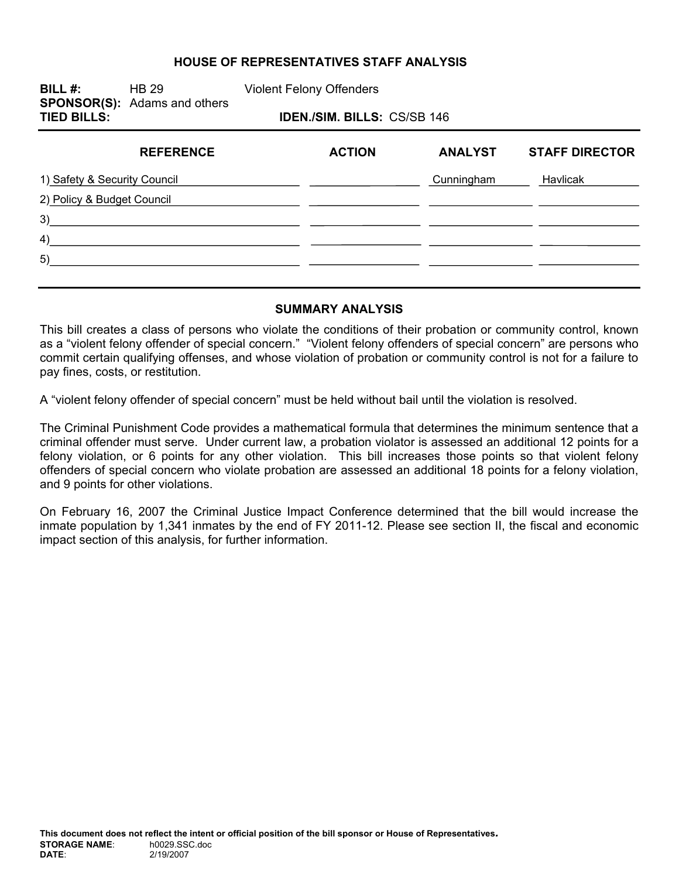# HOUSE OF REPRESENTATIVES STAFF ANALYSIS

**BILL #:** HB 29 Violent Felony Offenders

**SPONSOR(S):** Adams and others

**TIED BILLS:** **IDEN./SIM. BILLS:** CS/SB 146

| REFERENCE | ACTION | ANALYST | STAFF DIRECTOR |
|---|---|---|---|
| 1) Safety & Security Council | | Cunningham | Havlicak |
| 2) Policy & Budget Council | | | |
| 3) | | | |
| 4) | | | |
| 5) | | | |

## SUMMARY ANALYSIS

This bill creates a class of persons who violate the conditions of their probation or community control, known as a "violent felony offender of special concern." "Violent felony offenders of special concern" are persons who commit certain qualifying offenses, and whose violation of probation or community control is not for a failure to pay fines, costs, or restitution.

A "violent felony offender of special concern" must be held without bail until the violation is resolved.

The Criminal Punishment Code provides a mathematical formula that determines the minimum sentence that a criminal offender must serve. Under current law, a probation violator is assessed an additional 12 points for a felony violation, or 6 points for any other violation. This bill increases those points so that violent felony offenders of special concern who violate probation are assessed an additional 18 points for a felony violation, and 9 points for other violations.

On February 16, 2007 the Criminal Justice Impact Conference determined that the bill would increase the inmate population by 1,341 inmates by the end of FY 2011-12. Please see section II, the fiscal and economic impact section of this analysis, for further information.

**This document does not reflect the intent or official position of the bill sponsor or House of Representatives.**

**STORAGE NAME**: h0029.SSC.doc
**DATE**: 2/19/2007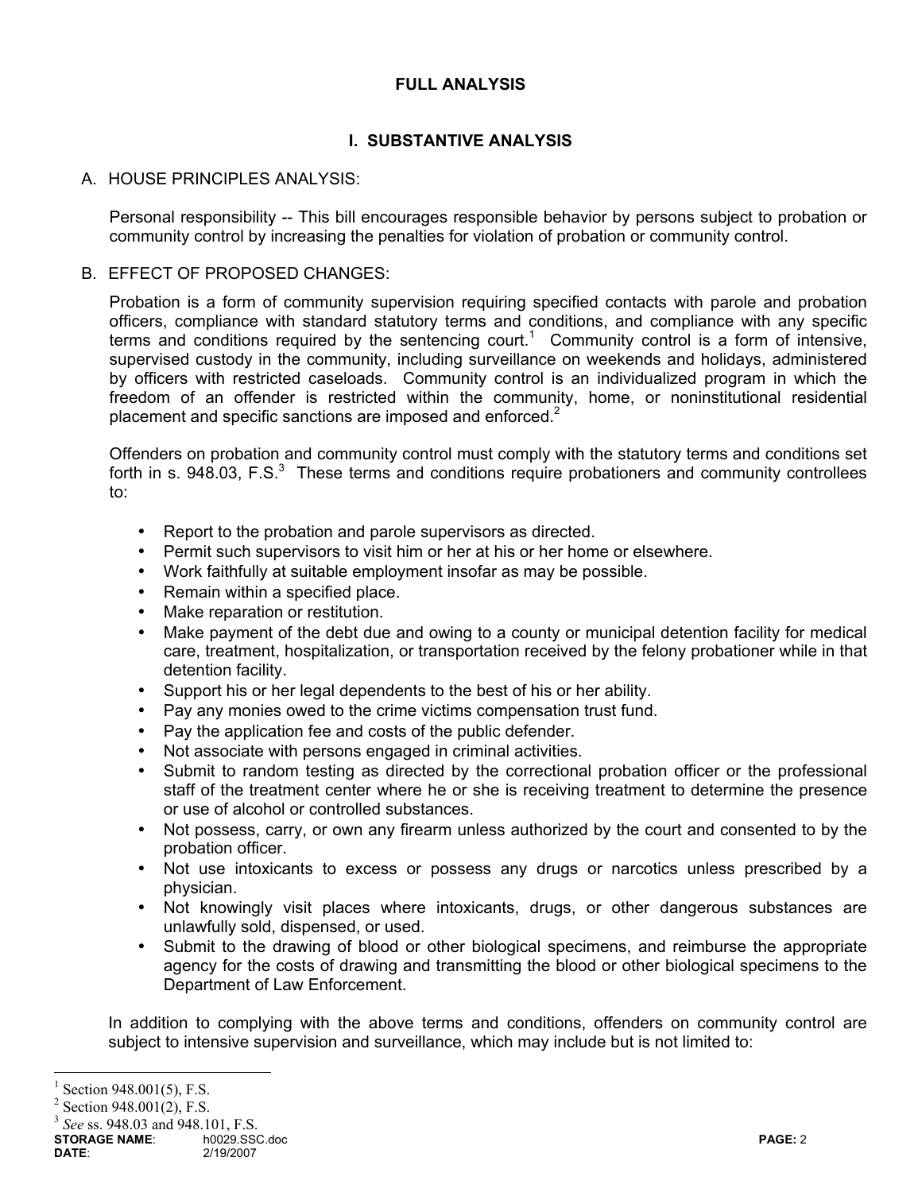## FULL ANALYSIS

## I. SUBSTANTIVE ANALYSIS

### A. HOUSE PRINCIPLES ANALYSIS:

Personal responsibility -- This bill encourages responsible behavior by persons subject to probation or community control by increasing the penalties for violation of probation or community control.

### B. EFFECT OF PROPOSED CHANGES:

Probation is a form of community supervision requiring specified contacts with parole and probation officers, compliance with standard statutory terms and conditions, and compliance with any specific terms and conditions required by the sentencing court.[1] Community control is a form of intensive, supervised custody in the community, including surveillance on weekends and holidays, administered by officers with restricted caseloads. Community control is an individualized program in which the freedom of an offender is restricted within the community, home, or noninstitutional residential placement and specific sanctions are imposed and enforced.[2]

Offenders on probation and community control must comply with the statutory terms and conditions set forth in s. 948.03, F.S.[3] These terms and conditions require probationers and community controllees to:

- Report to the probation and parole supervisors as directed.
- Permit such supervisors to visit him or her at his or her home or elsewhere.
- Work faithfully at suitable employment insofar as may be possible.
- Remain within a specified place.
- Make reparation or restitution.
- Make payment of the debt due and owing to a county or municipal detention facility for medical care, treatment, hospitalization, or transportation received by the felony probationer while in that detention facility.
- Support his or her legal dependents to the best of his or her ability.
- Pay any monies owed to the crime victims compensation trust fund.
- Pay the application fee and costs of the public defender.
- Not associate with persons engaged in criminal activities.
- Submit to random testing as directed by the correctional probation officer or the professional staff of the treatment center where he or she is receiving treatment to determine the presence or use of alcohol or controlled substances.
- Not possess, carry, or own any firearm unless authorized by the court and consented to by the probation officer.
- Not use intoxicants to excess or possess any drugs or narcotics unless prescribed by a physician.
- Not knowingly visit places where intoxicants, drugs, or other dangerous substances are unlawfully sold, dispensed, or used.
- Submit to the drawing of blood or other biological specimens, and reimburse the appropriate agency for the costs of drawing and transmitting the blood or other biological specimens to the Department of Law Enforcement.

In addition to complying with the above terms and conditions, offenders on community control are subject to intensive supervision and surveillance, which may include but is not limited to:

---

[1] Section 948.001(5), F.S.

[2] Section 948.001(2), F.S.

[3] *See* ss. 948.03 and 948.101, F.S.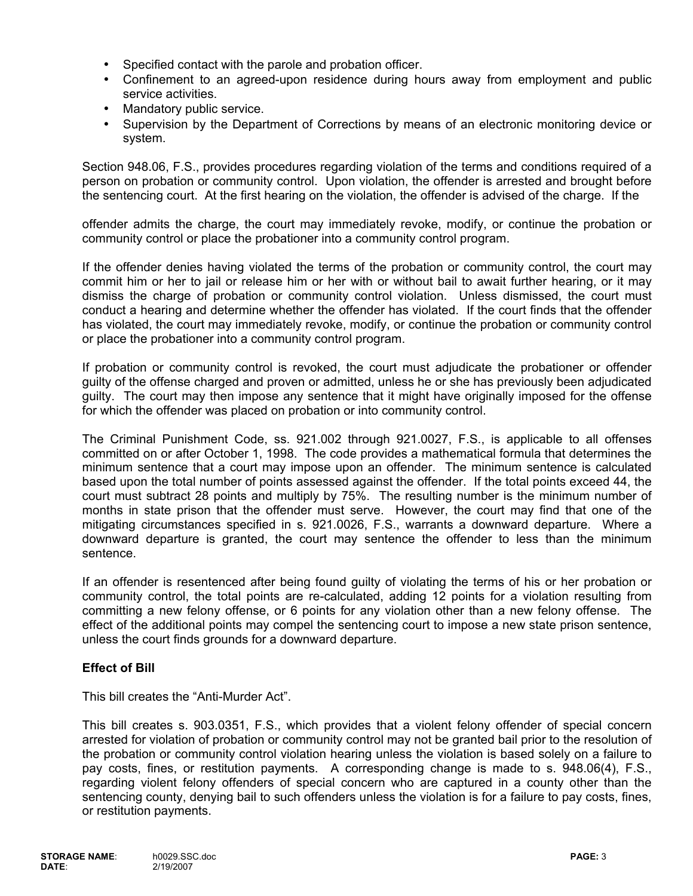- Specified contact with the parole and probation officer.
- Confinement to an agreed-upon residence during hours away from employment and public service activities.
- Mandatory public service.
- Supervision by the Department of Corrections by means of an electronic monitoring device or system.

Section 948.06, F.S., provides procedures regarding violation of the terms and conditions required of a person on probation or community control. Upon violation, the offender is arrested and brought before the sentencing court. At the first hearing on the violation, the offender is advised of the charge. If the offender admits the charge, the court may immediately revoke, modify, or continue the probation or community control or place the probationer into a community control program.

If the offender denies having violated the terms of the probation or community control, the court may commit him or her to jail or release him or her with or without bail to await further hearing, or it may dismiss the charge of probation or community control violation. Unless dismissed, the court must conduct a hearing and determine whether the offender has violated. If the court finds that the offender has violated, the court may immediately revoke, modify, or continue the probation or community control or place the probationer into a community control program.

If probation or community control is revoked, the court must adjudicate the probationer or offender guilty of the offense charged and proven or admitted, unless he or she has previously been adjudicated guilty. The court may then impose any sentence that it might have originally imposed for the offense for which the offender was placed on probation or into community control.

The Criminal Punishment Code, ss. 921.002 through 921.0027, F.S., is applicable to all offenses committed on or after October 1, 1998. The code provides a mathematical formula that determines the minimum sentence that a court may impose upon an offender. The minimum sentence is calculated based upon the total number of points assessed against the offender. If the total points exceed 44, the court must subtract 28 points and multiply by 75%. The resulting number is the minimum number of months in state prison that the offender must serve. However, the court may find that one of the mitigating circumstances specified in s. 921.0026, F.S., warrants a downward departure. Where a downward departure is granted, the court may sentence the offender to less than the minimum sentence.

If an offender is resentenced after being found guilty of violating the terms of his or her probation or community control, the total points are re-calculated, adding 12 points for a violation resulting from committing a new felony offense, or 6 points for any violation other than a new felony offense. The effect of the additional points may compel the sentencing court to impose a new state prison sentence, unless the court finds grounds for a downward departure.

**Effect of Bill**

This bill creates the "Anti-Murder Act".

This bill creates s. 903.0351, F.S., which provides that a violent felony offender of special concern arrested for violation of probation or community control may not be granted bail prior to the resolution of the probation or community control violation hearing unless the violation is based solely on a failure to pay costs, fines, or restitution payments. A corresponding change is made to s. 948.06(4), F.S., regarding violent felony offenders of special concern who are captured in a county other than the sentencing county, denying bail to such offenders unless the violation is for a failure to pay costs, fines, or restitution payments.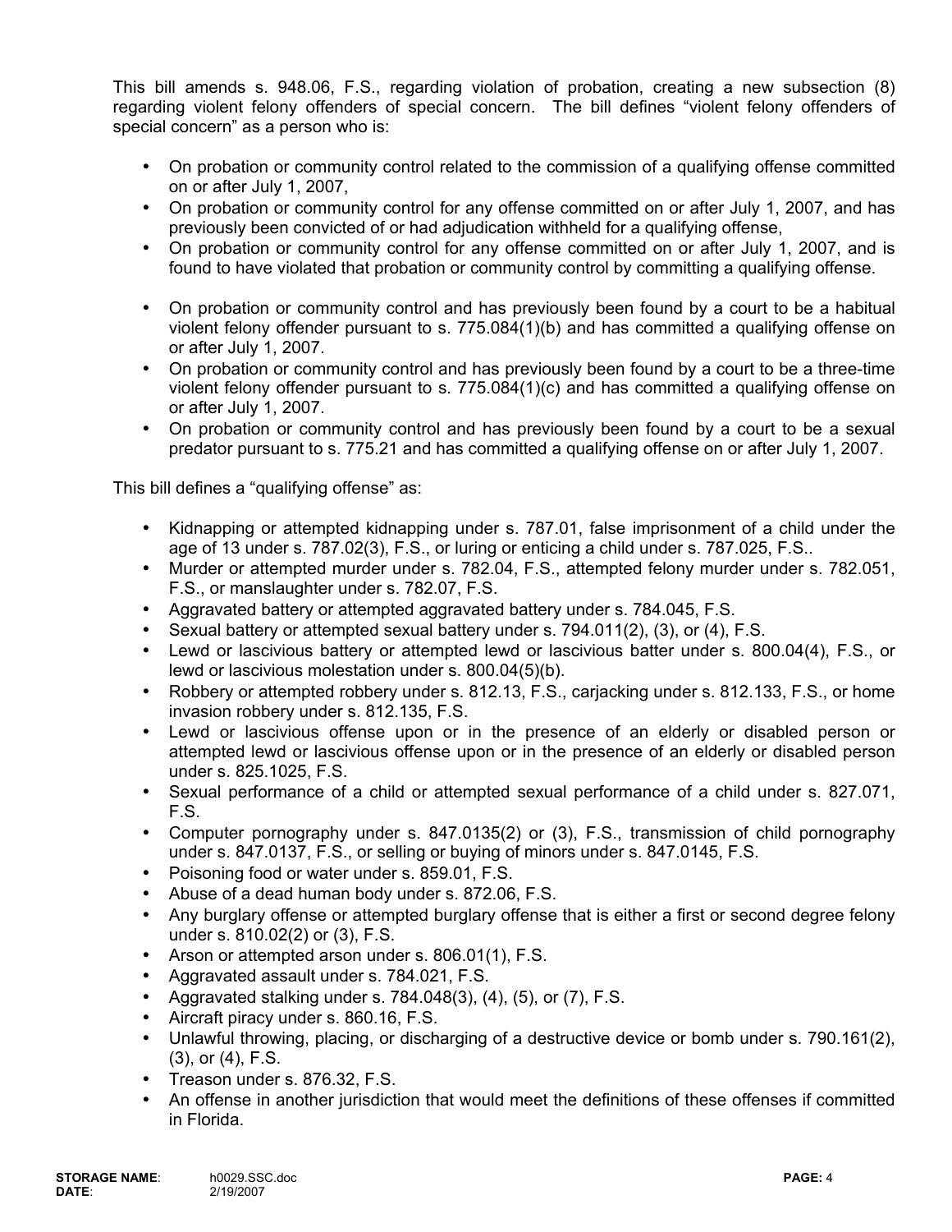This bill amends s. 948.06, F.S., regarding violation of probation, creating a new subsection (8) regarding violent felony offenders of special concern. The bill defines "violent felony offenders of special concern" as a person who is:

- On probation or community control related to the commission of a qualifying offense committed on or after July 1, 2007,
- On probation or community control for any offense committed on or after July 1, 2007, and has previously been convicted of or had adjudication withheld for a qualifying offense,
- On probation or community control for any offense committed on or after July 1, 2007, and is found to have violated that probation or community control by committing a qualifying offense.
- On probation or community control and has previously been found by a court to be a habitual violent felony offender pursuant to s. 775.084(1)(b) and has committed a qualifying offense on or after July 1, 2007.
- On probation or community control and has previously been found by a court to be a three-time violent felony offender pursuant to s. 775.084(1)(c) and has committed a qualifying offense on or after July 1, 2007.
- On probation or community control and has previously been found by a court to be a sexual predator pursuant to s. 775.21 and has committed a qualifying offense on or after July 1, 2007.

This bill defines a "qualifying offense" as:

- Kidnapping or attempted kidnapping under s. 787.01, false imprisonment of a child under the age of 13 under s. 787.02(3), F.S., or luring or enticing a child under s. 787.025, F.S..
- Murder or attempted murder under s. 782.04, F.S., attempted felony murder under s. 782.051, F.S., or manslaughter under s. 782.07, F.S.
- Aggravated battery or attempted aggravated battery under s. 784.045, F.S.
- Sexual battery or attempted sexual battery under s. 794.011(2), (3), or (4), F.S.
- Lewd or lascivious battery or attempted lewd or lascivious batter under s. 800.04(4), F.S., or lewd or lascivious molestation under s. 800.04(5)(b).
- Robbery or attempted robbery under s. 812.13, F.S., carjacking under s. 812.133, F.S., or home invasion robbery under s. 812.135, F.S.
- Lewd or lascivious offense upon or in the presence of an elderly or disabled person or attempted lewd or lascivious offense upon or in the presence of an elderly or disabled person under s. 825.1025, F.S.
- Sexual performance of a child or attempted sexual performance of a child under s. 827.071, F.S.
- Computer pornography under s. 847.0135(2) or (3), F.S., transmission of child pornography under s. 847.0137, F.S., or selling or buying of minors under s. 847.0145, F.S.
- Poisoning food or water under s. 859.01, F.S.
- Abuse of a dead human body under s. 872.06, F.S.
- Any burglary offense or attempted burglary offense that is either a first or second degree felony under s. 810.02(2) or (3), F.S.
- Arson or attempted arson under s. 806.01(1), F.S.
- Aggravated assault under s. 784.021, F.S.
- Aggravated stalking under s. 784.048(3), (4), (5), or (7), F.S.
- Aircraft piracy under s. 860.16, F.S.
- Unlawful throwing, placing, or discharging of a destructive device or bomb under s. 790.161(2), (3), or (4), F.S.
- Treason under s. 876.32, F.S.
- An offense in another jurisdiction that would meet the definitions of these offenses if committed in Florida.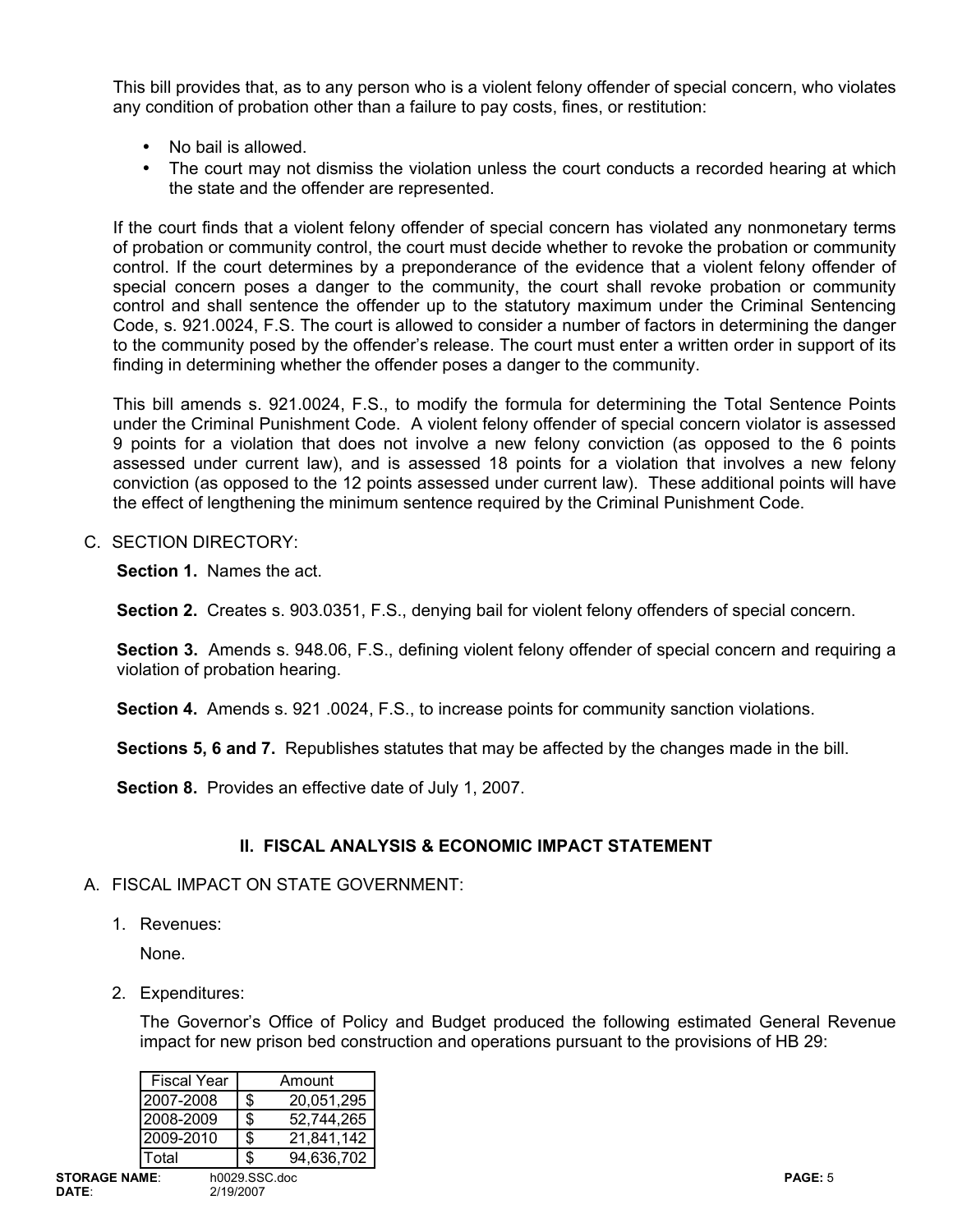This bill provides that, as to any person who is a violent felony offender of special concern, who violates any condition of probation other than a failure to pay costs, fines, or restitution:

- No bail is allowed.
- The court may not dismiss the violation unless the court conducts a recorded hearing at which the state and the offender are represented.

If the court finds that a violent felony offender of special concern has violated any nonmonetary terms of probation or community control, the court must decide whether to revoke the probation or community control. If the court determines by a preponderance of the evidence that a violent felony offender of special concern poses a danger to the community, the court shall revoke probation or community control and shall sentence the offender up to the statutory maximum under the Criminal Sentencing Code, s. 921.0024, F.S. The court is allowed to consider a number of factors in determining the danger to the community posed by the offender's release. The court must enter a written order in support of its finding in determining whether the offender poses a danger to the community.

This bill amends s. 921.0024, F.S., to modify the formula for determining the Total Sentence Points under the Criminal Punishment Code. A violent felony offender of special concern violator is assessed 9 points for a violation that does not involve a new felony conviction (as opposed to the 6 points assessed under current law), and is assessed 18 points for a violation that involves a new felony conviction (as opposed to the 12 points assessed under current law). These additional points will have the effect of lengthening the minimum sentence required by the Criminal Punishment Code.

C. SECTION DIRECTORY:

**Section 1.** Names the act.

**Section 2.** Creates s. 903.0351, F.S., denying bail for violent felony offenders of special concern.

**Section 3.** Amends s. 948.06, F.S., defining violent felony offender of special concern and requiring a violation of probation hearing.

**Section 4.** Amends s. 921 .0024, F.S., to increase points for community sanction violations.

**Sections 5, 6 and 7.** Republishes statutes that may be affected by the changes made in the bill.

**Section 8.** Provides an effective date of July 1, 2007.

## II. FISCAL ANALYSIS & ECONOMIC IMPACT STATEMENT

A. FISCAL IMPACT ON STATE GOVERNMENT:

1. Revenues:

   None.

2. Expenditures:

   The Governor's Office of Policy and Budget produced the following estimated General Revenue impact for new prison bed construction and operations pursuant to the provisions of HB 29:

| Fiscal Year | Amount |
|---|---|
| 2007-2008 | $ 20,051,295 |
| 2008-2009 | $ 52,744,265 |
| 2009-2010 | $ 21,841,142 |
| Total | $ 94,636,702 |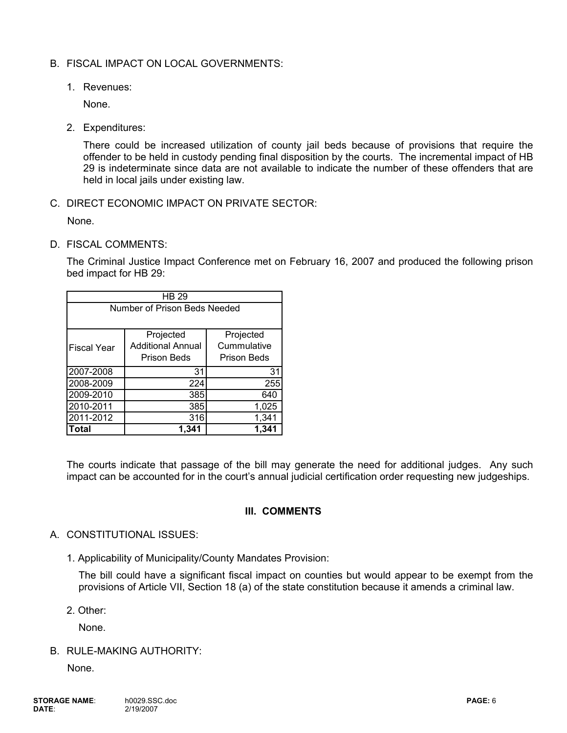B. FISCAL IMPACT ON LOCAL GOVERNMENTS:

1. Revenues:

   None.

2. Expenditures:

   There could be increased utilization of county jail beds because of provisions that require the offender to be held in custody pending final disposition by the courts. The incremental impact of HB 29 is indeterminate since data are not available to indicate the number of these offenders that are held in local jails under existing law.

C. DIRECT ECONOMIC IMPACT ON PRIVATE SECTOR:

None.

D. FISCAL COMMENTS:

The Criminal Justice Impact Conference met on February 16, 2007 and produced the following prison bed impact for HB 29:

| HB 29 | | |
|---|---|---|
| Number of Prison Beds Needed | | |
| Fiscal Year | Projected Additional Annual Prison Beds | Projected Cummulative Prison Beds |
| 2007-2008 | 31 | 31 |
| 2008-2009 | 224 | 255 |
| 2009-2010 | 385 | 640 |
| 2010-2011 | 385 | 1,025 |
| 2011-2012 | 316 | 1,341 |
| **Total** | **1,341** | **1,341** |

The courts indicate that passage of the bill may generate the need for additional judges. Any such impact can be accounted for in the court's annual judicial certification order requesting new judgeships.

## III. COMMENTS

A. CONSTITUTIONAL ISSUES:

1. Applicability of Municipality/County Mandates Provision:

   The bill could have a significant fiscal impact on counties but would appear to be exempt from the provisions of Article VII, Section 18 (a) of the state constitution because it amends a criminal law.

2. Other:

   None.

B. RULE-MAKING AUTHORITY:

None.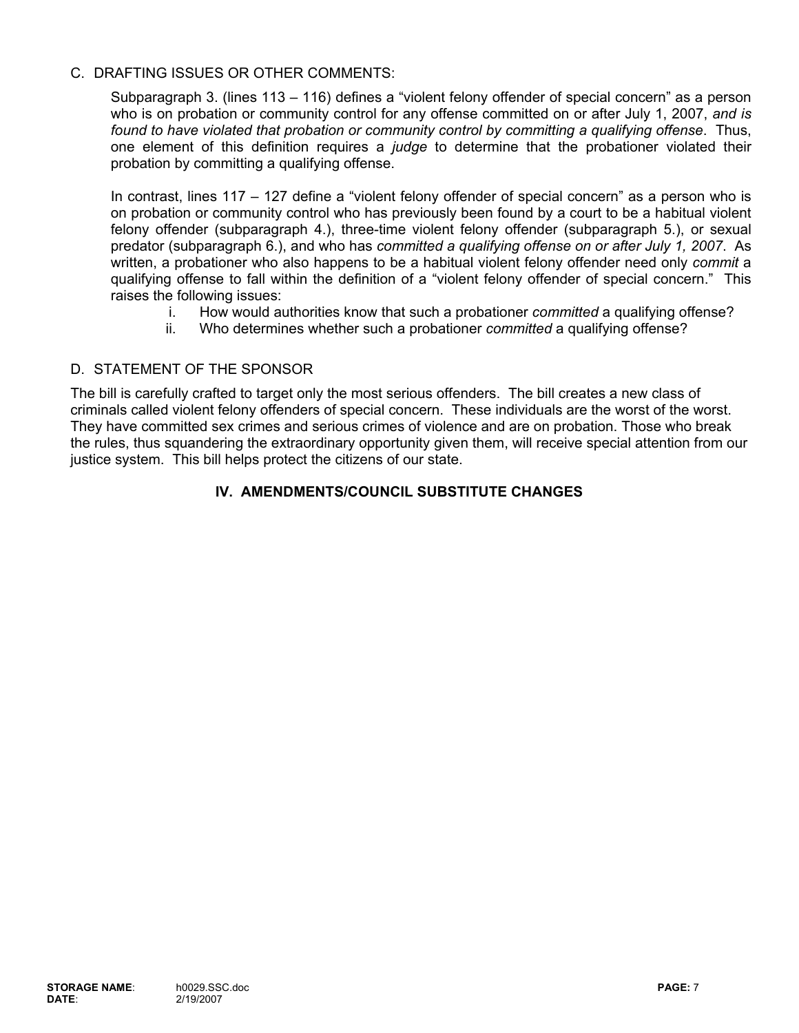### C. DRAFTING ISSUES OR OTHER COMMENTS:

Subparagraph 3. (lines 113 – 116) defines a “violent felony offender of special concern” as a person who is on probation or community control for any offense committed on or after July 1, 2007, *and is found to have violated that probation or community control by committing a qualifying offense*. Thus, one element of this definition requires a *judge* to determine that the probationer violated their probation by committing a qualifying offense.

In contrast, lines 117 – 127 define a “violent felony offender of special concern” as a person who is on probation or community control who has previously been found by a court to be a habitual violent felony offender (subparagraph 4.), three-time violent felony offender (subparagraph 5.), or sexual predator (subparagraph 6.), and who has *committed a qualifying offense on or after July 1, 2007*. As written, a probationer who also happens to be a habitual violent felony offender need only *commit* a qualifying offense to fall within the definition of a “violent felony offender of special concern.” This raises the following issues:

i. How would authorities know that such a probationer *committed* a qualifying offense?
ii. Who determines whether such a probationer *committed* a qualifying offense?

### D. STATEMENT OF THE SPONSOR

The bill is carefully crafted to target only the most serious offenders. The bill creates a new class of criminals called violent felony offenders of special concern. These individuals are the worst of the worst. They have committed sex crimes and serious crimes of violence and are on probation. Those who break the rules, thus squandering the extraordinary opportunity given them, will receive special attention from our justice system. This bill helps protect the citizens of our state.

## IV. AMENDMENTS/COUNCIL SUBSTITUTE CHANGES